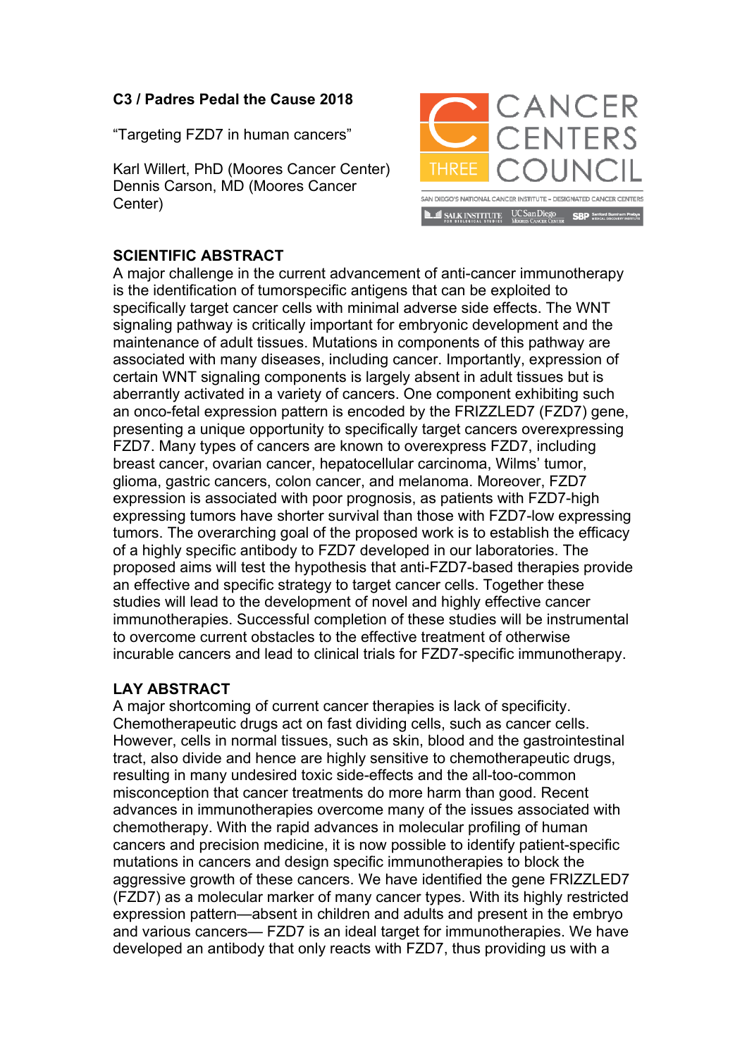**C3 / Padres Pedal the Cause 2018**

"Targeting FZD7 in human cancers"

Karl Willert, PhD (Moores Cancer Center)
Dennis Carson, MD (Moores Cancer Center)

CANCER CENTERS COUNCIL
THREE

SAN DIEGO'S NATIONAL CANCER INSTITUTE – DESIGNATED CANCER CENTERS

SALK INSTITUTE FOR BIOLOGICAL STUDIES | UC San Diego Moores Cancer Center | SBP Sanford Burnham Prebys Medical Discovery Institute

## SCIENTIFIC ABSTRACT

A major challenge in the current advancement of anti-cancer immunotherapy is the identification of tumorspecific antigens that can be exploited to specifically target cancer cells with minimal adverse side effects. The WNT signaling pathway is critically important for embryonic development and the maintenance of adult tissues. Mutations in components of this pathway are associated with many diseases, including cancer. Importantly, expression of certain WNT signaling components is largely absent in adult tissues but is aberrantly activated in a variety of cancers. One component exhibiting such an onco-fetal expression pattern is encoded by the FRIZZLED7 (FZD7) gene, presenting a unique opportunity to specifically target cancers overexpressing FZD7. Many types of cancers are known to overexpress FZD7, including breast cancer, ovarian cancer, hepatocellular carcinoma, Wilms' tumor, glioma, gastric cancers, colon cancer, and melanoma. Moreover, FZD7 expression is associated with poor prognosis, as patients with FZD7-high expressing tumors have shorter survival than those with FZD7-low expressing tumors. The overarching goal of the proposed work is to establish the efficacy of a highly specific antibody to FZD7 developed in our laboratories. The proposed aims will test the hypothesis that anti-FZD7-based therapies provide an effective and specific strategy to target cancer cells. Together these studies will lead to the development of novel and highly effective cancer immunotherapies. Successful completion of these studies will be instrumental to overcome current obstacles to the effective treatment of otherwise incurable cancers and lead to clinical trials for FZD7-specific immunotherapy.

## LAY ABSTRACT

A major shortcoming of current cancer therapies is lack of specificity. Chemotherapeutic drugs act on fast dividing cells, such as cancer cells. However, cells in normal tissues, such as skin, blood and the gastrointestinal tract, also divide and hence are highly sensitive to chemotherapeutic drugs, resulting in many undesired toxic side-effects and the all-too-common misconception that cancer treatments do more harm than good. Recent advances in immunotherapies overcome many of the issues associated with chemotherapy. With the rapid advances in molecular profiling of human cancers and precision medicine, it is now possible to identify patient-specific mutations in cancers and design specific immunotherapies to block the aggressive growth of these cancers. We have identified the gene FRIZZLED7 (FZD7) as a molecular marker of many cancer types. With its highly restricted expression pattern—absent in children and adults and present in the embryo and various cancers— FZD7 is an ideal target for immunotherapies. We have developed an antibody that only reacts with FZD7, thus providing us with a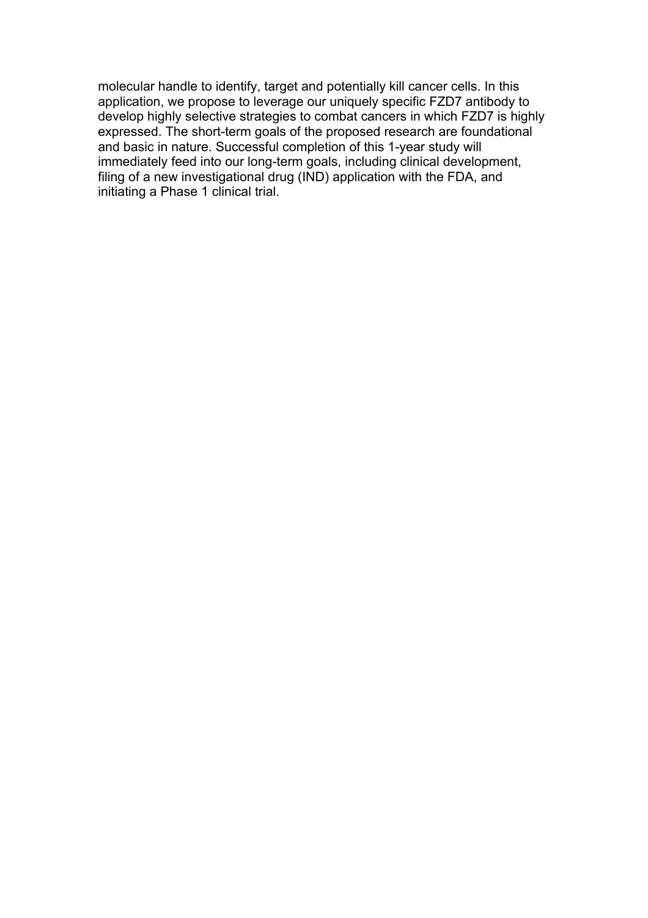molecular handle to identify, target and potentially kill cancer cells. In this application, we propose to leverage our uniquely specific FZD7 antibody to develop highly selective strategies to combat cancers in which FZD7 is highly expressed. The short-term goals of the proposed research are foundational and basic in nature. Successful completion of this 1-year study will immediately feed into our long-term goals, including clinical development, filing of a new investigational drug (IND) application with the FDA, and initiating a Phase 1 clinical trial.